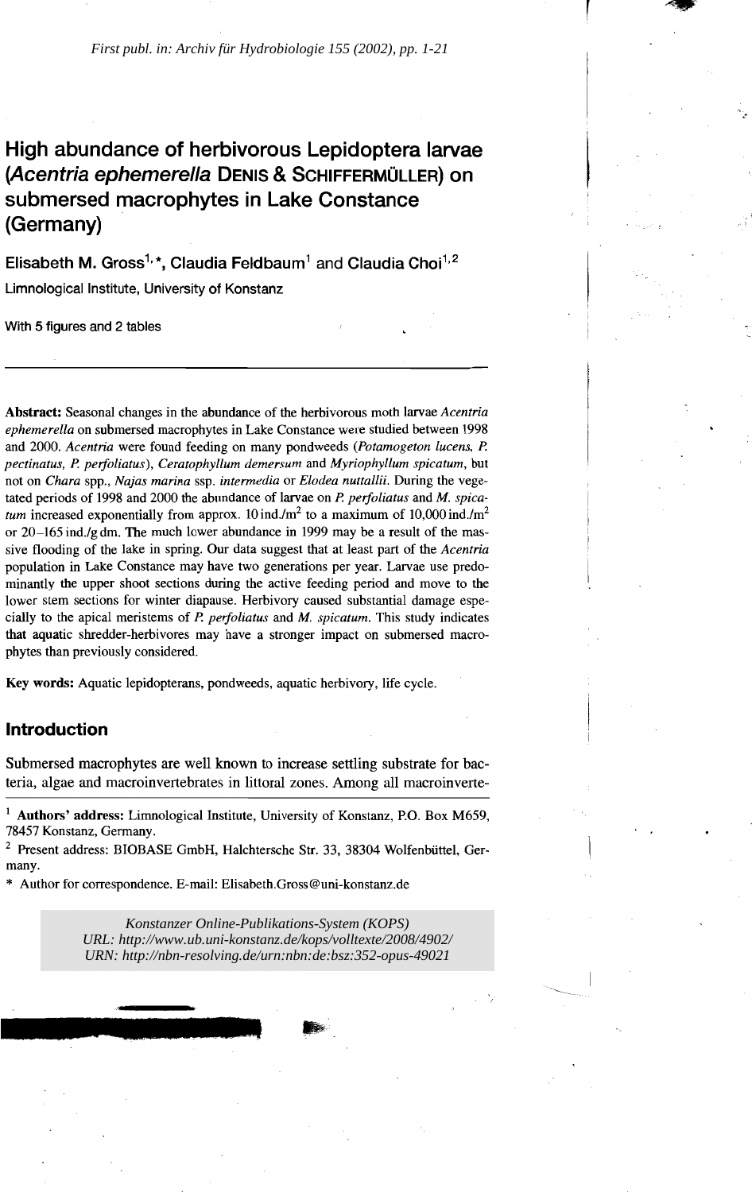*First publ. in: Archiv für Hydrobiologie 155 (2002), pp. 1-21*

# High abundance of herbivorous Lepidoptera larvae (*Acentria ephemerella* Denis & Schiffermüller) on submersed macrophytes in Lake Constance (Germany)

**Elisabeth M. Gross[1,*], Claudia Feldbaum[1] and Claudia Choi[1,2]**

**Limnological Institute, University of Konstanz**

With 5 figures and 2 tables

---

**Abstract:** Seasonal changes in the abundance of the herbivorous moth larvae *Acentria ephemerella* on submersed macrophytes in Lake Constance were studied between 1998 and 2000. *Acentria* were found feeding on many pondweeds (*Potamogeton lucens, P. pectinatus, P. perfoliatus*), *Ceratophyllum demersum* and *Myriophyllum spicatum*, but not on *Chara* spp., *Najas marina* ssp. *intermedia* or *Elodea nuttallii*. During the vegetated periods of 1998 and 2000 the abundance of larvae on *P. perfoliatus* and *M. spicatum* increased exponentially from approx. 10 ind./m$^2$ to a maximum of 10,000 ind./m$^2$ or 20–165 ind./g dm. The much lower abundance in 1999 may be a result of the massive flooding of the lake in spring. Our data suggest that at least part of the *Acentria* population in Lake Constance may have two generations per year. Larvae use predominantly the upper shoot sections during the active feeding period and move to the lower stem sections for winter diapause. Herbivory caused substantial damage especially to the apical meristems of *P. perfoliatus* and *M. spicatum*. This study indicates that aquatic shredder-herbivores may have a stronger impact on submersed macrophytes than previously considered.

**Key words:** Aquatic lepidopterans, pondweeds, aquatic herbivory, life cycle.

## Introduction

Submersed macrophytes are well known to increase settling substrate for bacteria, algae and macroinvertebrates in littoral zones. Among all macroinverte-

---

[1] **Authors' address:** Limnological Institute, University of Konstanz, P.O. Box M659, 78457 Konstanz, Germany.

[2] Present address: BIOBASE GmbH, Halchtersche Str. 33, 38304 Wolfenbüttel, Germany.

\* Author for correspondence. E-mail: Elisabeth.Gross@uni-konstanz.de

*Konstanzer Online-Publikations-System (KOPS)*
*URL: http://www.ub.uni-konstanz.de/kops/volltexte/2008/4902/*
*URN: http://nbn-resolving.de/urn:nbn:de:bsz:352-opus-49021*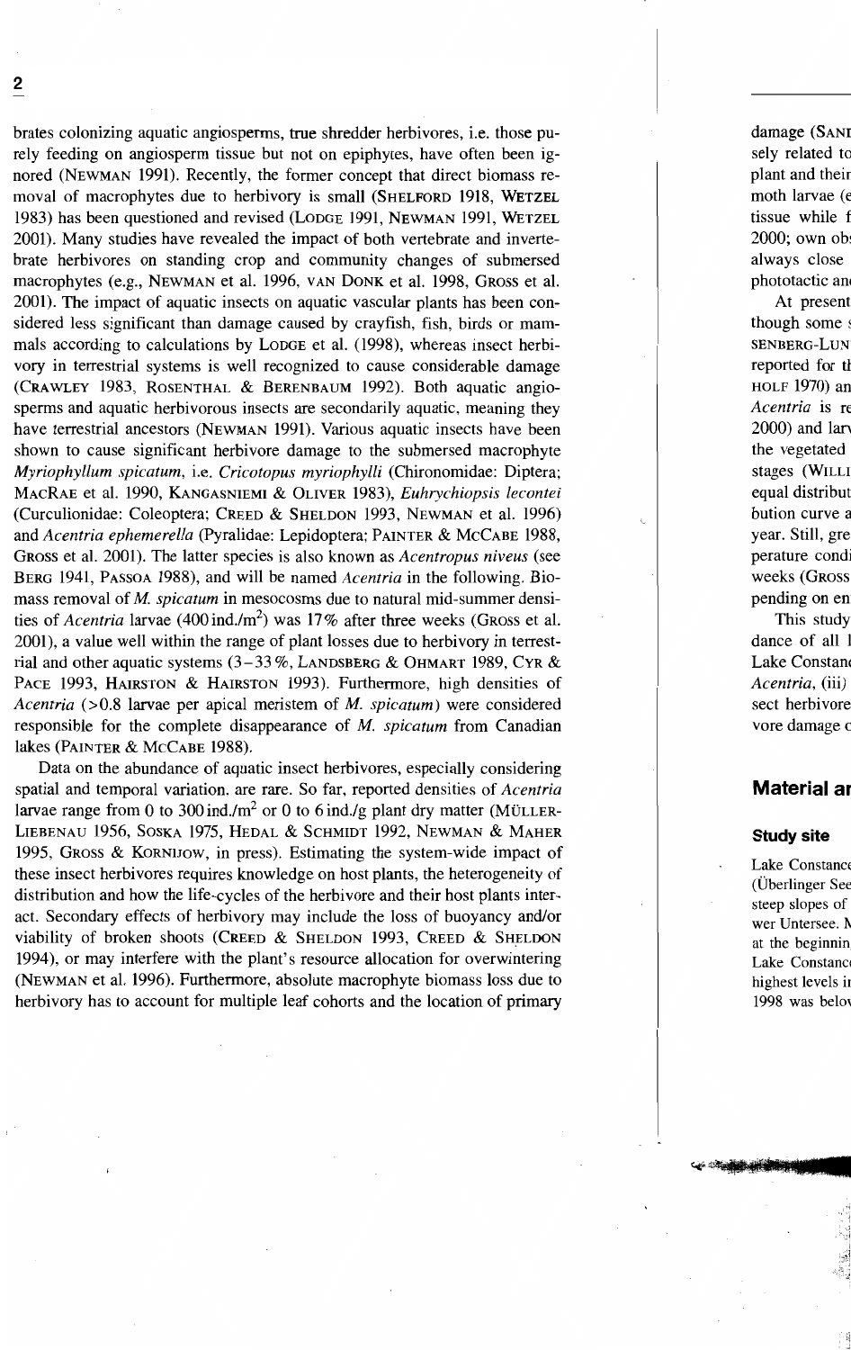brates colonizing aquatic angiosperms, true shredder herbivores, i.e. those purely feeding on angiosperm tissue but not on epiphytes, have often been ignored (NEWMAN 1991). Recently, the former concept that direct biomass removal of macrophytes due to herbivory is small (SHELFORD 1918, WETZEL 1983) has been questioned and revised (LODGE 1991, NEWMAN 1991, WETZEL 2001). Many studies have revealed the impact of both vertebrate and invertebrate herbivores on standing crop and community changes of submersed macrophytes (e.g., NEWMAN et al. 1996, VAN DONK et al. 1998, GROSS et al. 2001). The impact of aquatic insects on aquatic vascular plants has been considered less significant than damage caused by crayfish, fish, birds or mammals according to calculations by LODGE et al. (1998), whereas insect herbivory in terrestrial systems is well recognized to cause considerable damage (CRAWLEY 1983, ROSENTHAL & BERENBAUM 1992). Both aquatic angiosperms and aquatic herbivorous insects are secondarily aquatic, meaning they have terrestrial ancestors (NEWMAN 1991). Various aquatic insects have been shown to cause significant herbivore damage to the submersed macrophyte *Myriophyllum spicatum*, i.e. *Cricotopus myriophylli* (Chironomidae: Diptera; MACRAE et al. 1990, KANGASNIEMI & OLIVER 1983), *Euhrychiopsis lecontei* (Curculionidae: Coleoptera; CREED & SHELDON 1993, NEWMAN et al. 1996) and *Acentria ephemerella* (Pyralidae: Lepidoptera; PAINTER & MCCABE 1988, GROSS et al. 2001). The latter species is also known as *Acentropus niveus* (see BERG 1941, PASSOA 1988), and will be named *Acentria* in the following. Biomass removal of *M. spicatum* in mesocosms due to natural mid-summer densities of *Acentria* larvae (400 ind./m$^2$) was 17% after three weeks (GROSS et al. 2001), a value well within the range of plant losses due to herbivory in terrestrial and other aquatic systems (3–33%, LANDSBERG & OHMART 1989, CYR & PACE 1993, HAIRSTON & HAIRSTON 1993). Furthermore, high densities of *Acentria* (>0.8 larvae per apical meristem of *M. spicatum*) were considered responsible for the complete disappearance of *M. spicatum* from Canadian lakes (PAINTER & MCCABE 1988).

Data on the abundance of aquatic insect herbivores, especially considering spatial and temporal variation, are rare. So far, reported densities of *Acentria* larvae range from 0 to 300 ind./m$^2$ or 0 to 6 ind./g plant dry matter (MÜLLER-LIEBENAU 1956, SOSKA 1975, HEDAL & SCHMIDT 1992, NEWMAN & MAHER 1995, GROSS & KORNIJOW, in press). Estimating the system-wide impact of these insect herbivores requires knowledge on host plants, the heterogeneity of distribution and how the life-cycles of the herbivore and their host plants interact. Secondary effects of herbivory may include the loss of buoyancy and/or viability of broken shoots (CREED & SHELDON 1993, CREED & SHELDON 1994), or may interfere with the plant's resource allocation for overwintering (NEWMAN et al. 1996). Furthermore, absolute macrophyte biomass loss due to herbivory has to account for multiple leaf cohorts and the location of primary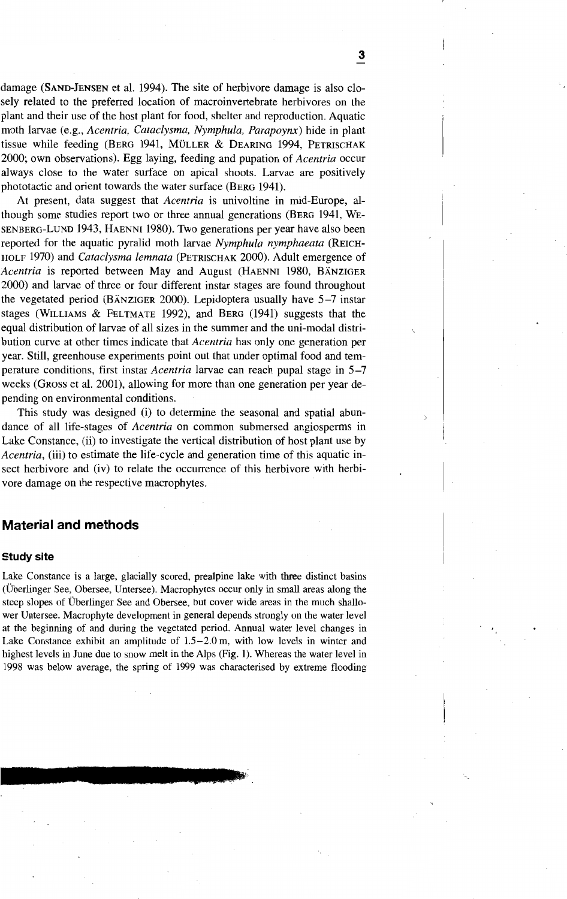damage (SAND-JENSEN et al. 1994). The site of herbivore damage is also closely related to the preferred location of macroinvertebrate herbivores on the plant and their use of the host plant for food, shelter and reproduction. Aquatic moth larvae (e.g., *Acentria, Cataclysma, Nymphula, Parapoynx*) hide in plant tissue while feeding (BERG 1941, MÜLLER & DEARING 1994, PETRISCHAK 2000; own observations). Egg laying, feeding and pupation of *Acentria* occur always close to the water surface on apical shoots. Larvae are positively phototactic and orient towards the water surface (BERG 1941).

At present, data suggest that *Acentria* is univoltine in mid-Europe, although some studies report two or three annual generations (BERG 1941, WESENBERG-LUND 1943, HAENNI 1980). Two generations per year have also been reported for the aquatic pyralid moth larvae *Nymphula nymphaeata* (REICHHOLF 1970) and *Cataclysma lemnata* (PETRISCHAK 2000). Adult emergence of *Acentria* is reported between May and August (HAENNI 1980, BÄNZIGER 2000) and larvae of three or four different instar stages are found throughout the vegetated period (BÄNZIGER 2000). Lepidoptera usually have 5–7 instar stages (WILLIAMS & FELTMATE 1992), and BERG (1941) suggests that the equal distribution of larvae of all sizes in the summer and the uni-modal distribution curve at other times indicate that *Acentria* has only one generation per year. Still, greenhouse experiments point out that under optimal food and temperature conditions, first instar *Acentria* larvae can reach pupal stage in 5–7 weeks (GROSS et al. 2001), allowing for more than one generation per year depending on environmental conditions.

This study was designed (i) to determine the seasonal and spatial abundance of all life-stages of *Acentria* on common submersed angiosperms in Lake Constance, (ii) to investigate the vertical distribution of host plant use by *Acentria*, (iii) to estimate the life-cycle and generation time of this aquatic insect herbivore and (iv) to relate the occurrence of this herbivore with herbivore damage on the respective macrophytes.

## Material and methods

### Study site

Lake Constance is a large, glacially scored, prealpine lake with three distinct basins (Überlinger See, Obersee, Untersee). Macrophytes occur only in small areas along the steep slopes of Überlinger See and Obersee, but cover wide areas in the much shallower Untersee. Macrophyte development in general depends strongly on the water level at the beginning of and during the vegetated period. Annual water level changes in Lake Constance exhibit an amplitude of 1.5–2.0 m, with low levels in winter and highest levels in June due to snow melt in the Alps (Fig. 1). Whereas the water level in 1998 was below average, the spring of 1999 was characterised by extreme flooding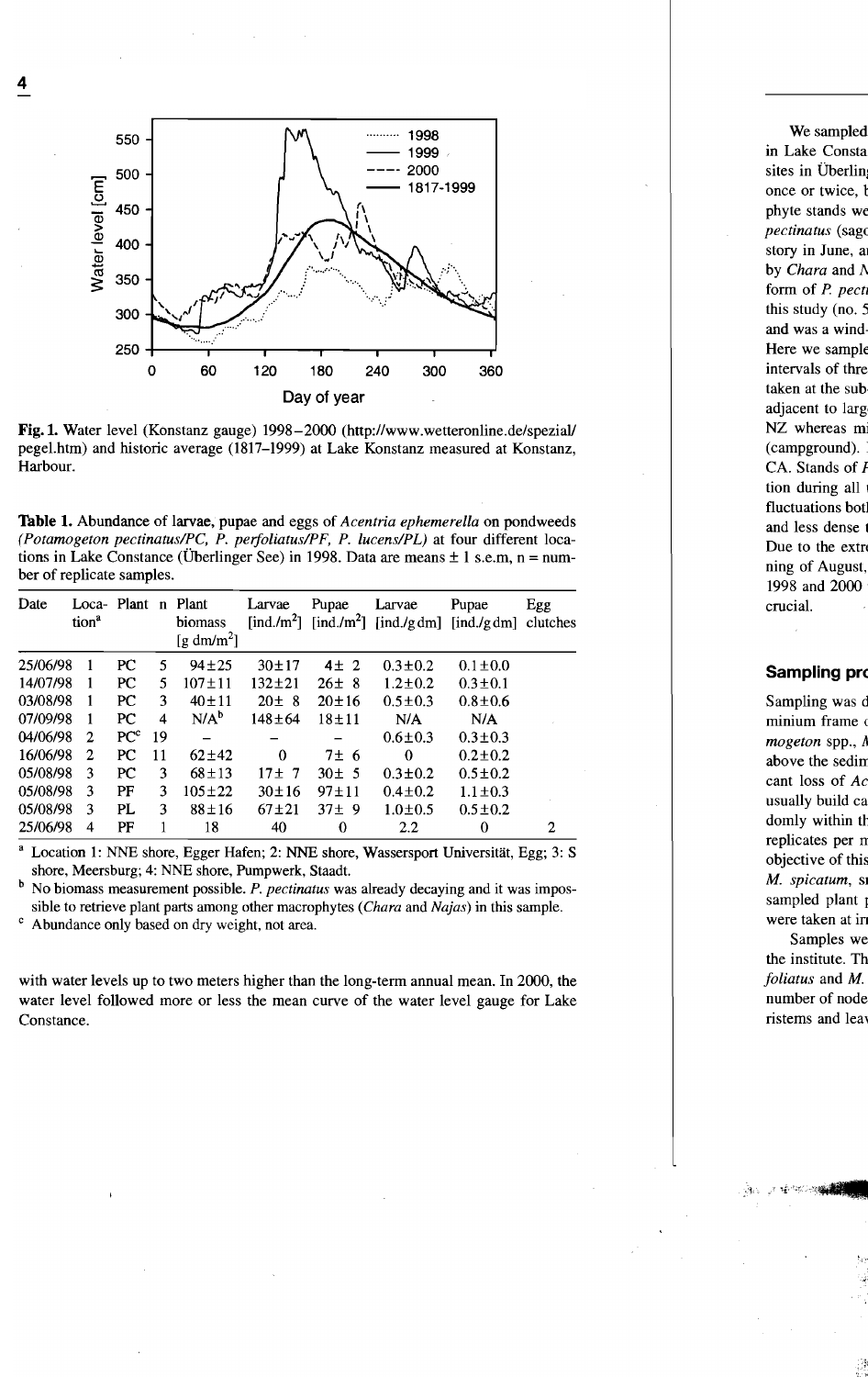**Fig. 1.** Water level (Konstanz gauge) 1998–2000 (http://www.wetteronline.de/spezial/pegel.htm) and historic average (1817–1999) at Lake Konstanz measured at Konstanz, Harbour.

**Table 1.** Abundance of larvae, pupae and eggs of *Acentria ephemerella* on pondweeds (*Potamogeton pectinatus/PC, P. perfoliatus/PF, P. lucens/PL*) at four different locations in Lake Constance (Überlinger See) in 1998. Data are means ± 1 s.e.m, n = number of replicate samples.

| Date | Location[a] | Plant | n | Plant biomass [g dm/m²] | Larvae [ind./m²] | Pupae [ind./m²] | Larvae [ind./g dm] | Pupae [ind./g dm] | Egg clutches |
|---|---|---|---|---|---|---|---|---|---|
| 25/06/98 | 1 | PC | 5 | 94±25 | 30±17 | 4± 2 | 0.3±0.2 | 0.1±0.0 | |
| 14/07/98 | 1 | PC | 5 | 107±11 | 132±21 | 26± 8 | 1.2±0.2 | 0.3±0.1 | |
| 03/08/98 | 1 | PC | 3 | 40±11 | 20± 8 | 20±16 | 0.5±0.3 | 0.8±0.6 | |
| 07/09/98 | 1 | PC | 4 | N/A[b] | 148±64 | 18±11 | N/A | N/A | |
| 04/06/98 | 2 | PC[c] | 19 | – | – | – | 0.6±0.3 | 0.3±0.3 | |
| 16/06/98 | 2 | PC | 11 | 62±42 | 0 | 7± 6 | 0 | 0.2±0.2 | |
| 05/08/98 | 3 | PC | 3 | 68±13 | 17± 7 | 30± 5 | 0.3±0.2 | 0.5±0.2 | |
| 05/08/98 | 3 | PF | 3 | 105±22 | 30±16 | 97±11 | 0.4±0.2 | 1.1±0.3 | |
| 05/08/98 | 3 | PL | 3 | 88±16 | 67±21 | 37± 9 | 1.0±0.5 | 0.5±0.2 | |
| 25/06/98 | 4 | PF | 1 | 18 | 40 | 0 | 2.2 | 0 | 2 |

[a] Location 1: NNE shore, Egger Hafen; 2: NNE shore, Wassersport Universität, Egg; 3: S shore, Meersburg; 4: NNE shore, Pumpwerk, Staadt.

[b] No biomass measurement possible. *P. pectinatus* was already decaying and it was impossible to retrieve plant parts among other macrophytes (*Chara* and *Najas*) in this sample.

[c] Abundance only based on dry weight, not area.

with water levels up to two meters higher than the long-term annual mean. In 2000, the water level followed more or less the mean curve of the water level gauge for Lake Constance.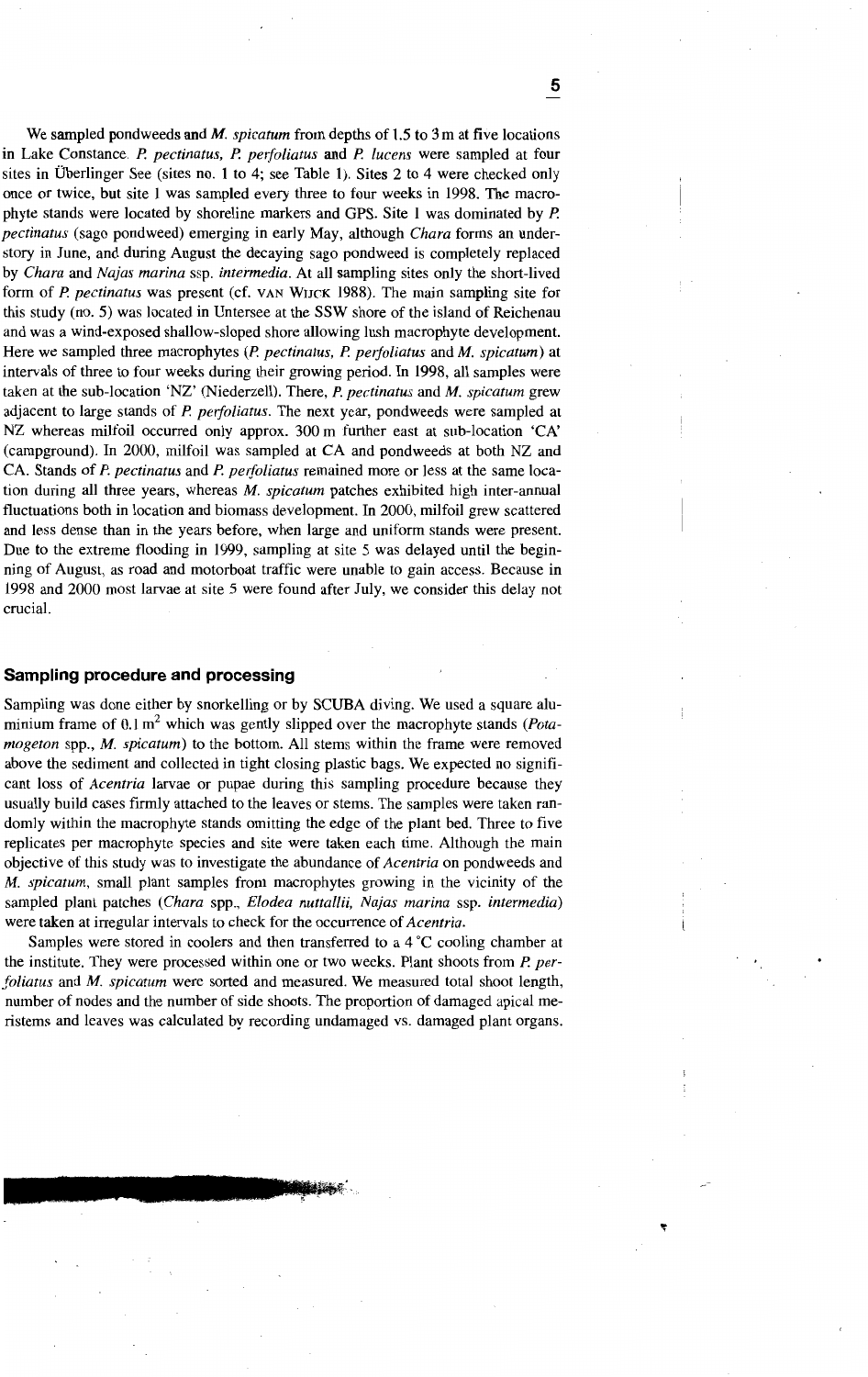We sampled pondweeds and *M. spicatum* from depths of 1.5 to 3 m at five locations in Lake Constance. *P. pectinatus*, *P. perfoliatus* and *P. lucens* were sampled at four sites in Überlinger See (sites no. 1 to 4; see Table 1). Sites 2 to 4 were checked only once or twice, but site 1 was sampled every three to four weeks in 1998. The macrophyte stands were located by shoreline markers and GPS. Site 1 was dominated by *P. pectinatus* (sago pondweed) emerging in early May, although *Chara* forms an understory in June, and during August the decaying sago pondweed is completely replaced by *Chara* and *Najas marina* ssp. *intermedia*. At all sampling sites only the short-lived form of *P. pectinatus* was present (cf. VAN WIJCK 1988). The main sampling site for this study (no. 5) was located in Untersee at the SSW shore of the island of Reichenau and was a wind-exposed shallow-sloped shore allowing lush macrophyte development. Here we sampled three macrophytes (*P. pectinatus*, *P. perfoliatus* and *M. spicatum*) at intervals of three to four weeks during their growing period. In 1998, all samples were taken at the sub-location 'NZ' (Niederzell). There, *P. pectinatus* and *M. spicatum* grew adjacent to large stands of *P. perfoliatus*. The next year, pondweeds were sampled at NZ whereas milfoil occurred only approx. 300 m further east at sub-location 'CA' (campground). In 2000, milfoil was sampled at CA and pondweeds at both NZ and CA. Stands of *P. pectinatus* and *P. perfoliatus* remained more or less at the same location during all three years, whereas *M. spicatum* patches exhibited high inter-annual fluctuations both in location and biomass development. In 2000, milfoil grew scattered and less dense than in the years before, when large and uniform stands were present. Due to the extreme flooding in 1999, sampling at site 5 was delayed until the beginning of August, as road and motorboat traffic were unable to gain access. Because in 1998 and 2000 most larvae at site 5 were found after July, we consider this delay not crucial.

## Sampling procedure and processing

Sampling was done either by snorkelling or by SCUBA diving. We used a square aluminium frame of 0.1 $m^2$ which was gently slipped over the macrophyte stands (*Potamogeton* spp., *M. spicatum*) to the bottom. All stems within the frame were removed above the sediment and collected in tight closing plastic bags. We expected no significant loss of *Acentria* larvae or pupae during this sampling procedure because they usually build cases firmly attached to the leaves or stems. The samples were taken randomly within the macrophyte stands omitting the edge of the plant bed. Three to five replicates per macrophyte species and site were taken each time. Although the main objective of this study was to investigate the abundance of *Acentria* on pondweeds and *M. spicatum*, small plant samples from macrophytes growing in the vicinity of the sampled plant patches (*Chara* spp., *Elodea nuttallii*, *Najas marina* ssp. *intermedia*) were taken at irregular intervals to check for the occurrence of *Acentria*.

Samples were stored in coolers and then transferred to a 4 °C cooling chamber at the institute. They were processed within one or two weeks. Plant shoots from *P. perfoliatus* and *M. spicatum* were sorted and measured. We measured total shoot length, number of nodes and the number of side shoots. The proportion of damaged apical meristems and leaves was calculated by recording undamaged vs. damaged plant organs.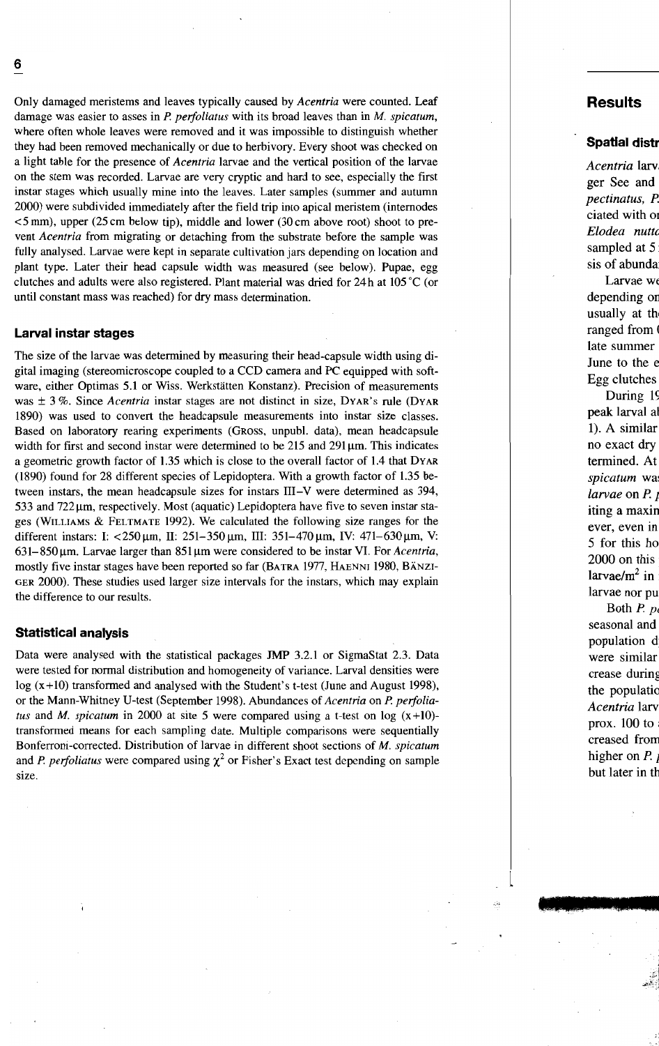Only damaged meristems and leaves typically caused by *Acentria* were counted. Leaf damage was easier to asses in *P. perfoliatus* with its broad leaves than in *M. spicatum*, where often whole leaves were removed and it was impossible to distinguish whether they had been removed mechanically or due to herbivory. Every shoot was checked on a light table for the presence of *Acentria* larvae and the vertical position of the larvae on the stem was recorded. Larvae are very cryptic and hard to see, especially the first instar stages which usually mine into the leaves. Later samples (summer and autumn 2000) were subdivided immediately after the field trip into apical meristem (internodes <5 mm), upper (25 cm below tip), middle and lower (30 cm above root) shoot to prevent *Acentria* from migrating or detaching from the substrate before the sample was fully analysed. Larvae were kept in separate cultivation jars depending on location and plant type. Later their head capsule width was measured (see below). Pupae, egg clutches and adults were also registered. Plant material was dried for 24 h at 105 °C (or until constant mass was reached) for dry mass determination.

## Larval instar stages

The size of the larvae was determined by measuring their head-capsule width using digital imaging (stereomicroscope coupled to a CCD camera and PC equipped with software, either Optimas 5.1 or Wiss. Werkstätten Konstanz). Precision of measurements was ± 3 %. Since *Acentria* instar stages are not distinct in size, Dyar's rule (Dyar 1890) was used to convert the headcapsule measurements into instar size classes. Based on laboratory rearing experiments (Gross, unpubl. data), mean headcapsule width for first and second instar were determined to be 215 and 291 µm. This indicates a geometric growth factor of 1.35 which is close to the overall factor of 1.4 that Dyar (1890) found for 28 different species of Lepidoptera. With a growth factor of 1.35 between instars, the mean headcapsule sizes for instars III–V were determined as 394, 533 and 722 µm, respectively. Most (aquatic) Lepidoptera have five to seven instar stages (Williams & Feltmate 1992). We calculated the following size ranges for the different instars: I: <250 µm, II: 251–350 µm, III: 351–470 µm, IV: 471–630 µm, V: 631–850 µm. Larvae larger than 851 µm were considered to be instar VI. For *Acentria*, mostly five instar stages have been reported so far (Batra 1977, Haenni 1980, Bänziger 2000). These studies used larger size intervals for the instars, which may explain the difference to our results.

## Statistical analysis

Data were analysed with the statistical packages JMP 3.2.1 or SigmaStat 2.3. Data were tested for normal distribution and homogeneity of variance. Larval densities were log (x+10) transformed and analysed with the Student's t-test (June and August 1998), or the Mann-Whitney U-test (September 1998). Abundances of *Acentria* on *P. perfoliatus* and *M. spicatum* in 2000 at site 5 were compared using a t-test on log (x+10)-transformed means for each sampling date. Multiple comparisons were sequentially Bonferroni-corrected. Distribution of larvae in different shoot sections of *M. spicatum* and *P. perfoliatus* were compared using $\chi^2$ or Fisher's Exact test depending on sample size.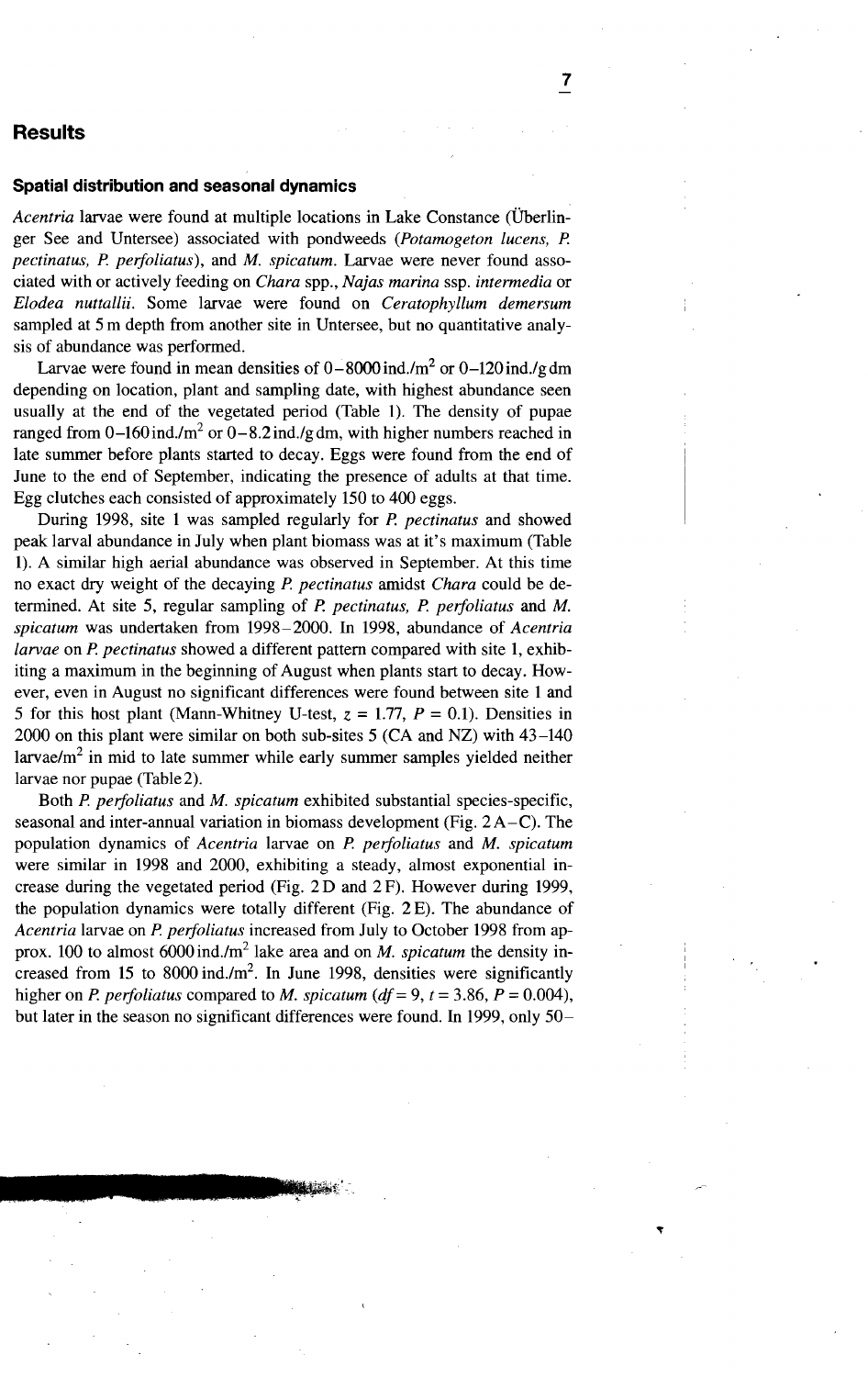## Results

### Spatial distribution and seasonal dynamics

*Acentria* larvae were found at multiple locations in Lake Constance (Überlinger See and Untersee) associated with pondweeds (*Potamogeton lucens, P. pectinatus, P. perfoliatus*), and *M. spicatum*. Larvae were never found associated with or actively feeding on *Chara* spp., *Najas marina* ssp. *intermedia* or *Elodea nuttallii*. Some larvae were found on *Ceratophyllum demersum* sampled at 5 m depth from another site in Untersee, but no quantitative analysis of abundance was performed.

Larvae were found in mean densities of 0–8000 ind./$m^2$ or 0–120 ind./g dm depending on location, plant and sampling date, with highest abundance seen usually at the end of the vegetated period (Table 1). The density of pupae ranged from 0–160 ind./$m^2$ or 0–8.2 ind./g dm, with higher numbers reached in late summer before plants started to decay. Eggs were found from the end of June to the end of September, indicating the presence of adults at that time. Egg clutches each consisted of approximately 150 to 400 eggs.

During 1998, site 1 was sampled regularly for *P. pectinatus* and showed peak larval abundance in July when plant biomass was at it's maximum (Table 1). A similar high aerial abundance was observed in September. At this time no exact dry weight of the decaying *P. pectinatus* amidst *Chara* could be determined. At site 5, regular sampling of *P. pectinatus, P. perfoliatus* and *M. spicatum* was undertaken from 1998–2000. In 1998, abundance of *Acentria larvae* on *P. pectinatus* showed a different pattern compared with site 1, exhibiting a maximum in the beginning of August when plants start to decay. However, even in August no significant differences were found between site 1 and 5 for this host plant (Mann-Whitney U-test, $z = 1.77$, $P = 0.1$). Densities in 2000 on this plant were similar on both sub-sites 5 (CA and NZ) with 43–140 larvae/$m^2$ in mid to late summer while early summer samples yielded neither larvae nor pupae (Table 2).

Both *P. perfoliatus* and *M. spicatum* exhibited substantial species-specific, seasonal and inter-annual variation in biomass development (Fig. 2 A–C). The population dynamics of *Acentria* larvae on *P. perfoliatus* and *M. spicatum* were similar in 1998 and 2000, exhibiting a steady, almost exponential increase during the vegetated period (Fig. 2 D and 2 F). However during 1999, the population dynamics were totally different (Fig. 2 E). The abundance of *Acentria* larvae on *P. perfoliatus* increased from July to October 1998 from approx. 100 to almost 6000 ind./$m^2$ lake area and on *M. spicatum* the density increased from 15 to 8000 ind./$m^2$. In June 1998, densities were significantly higher on *P. perfoliatus* compared to *M. spicatum* ($df = 9$, $t = 3.86$, $P = 0.004$), but later in the season no significant differences were found. In 1999, only 50–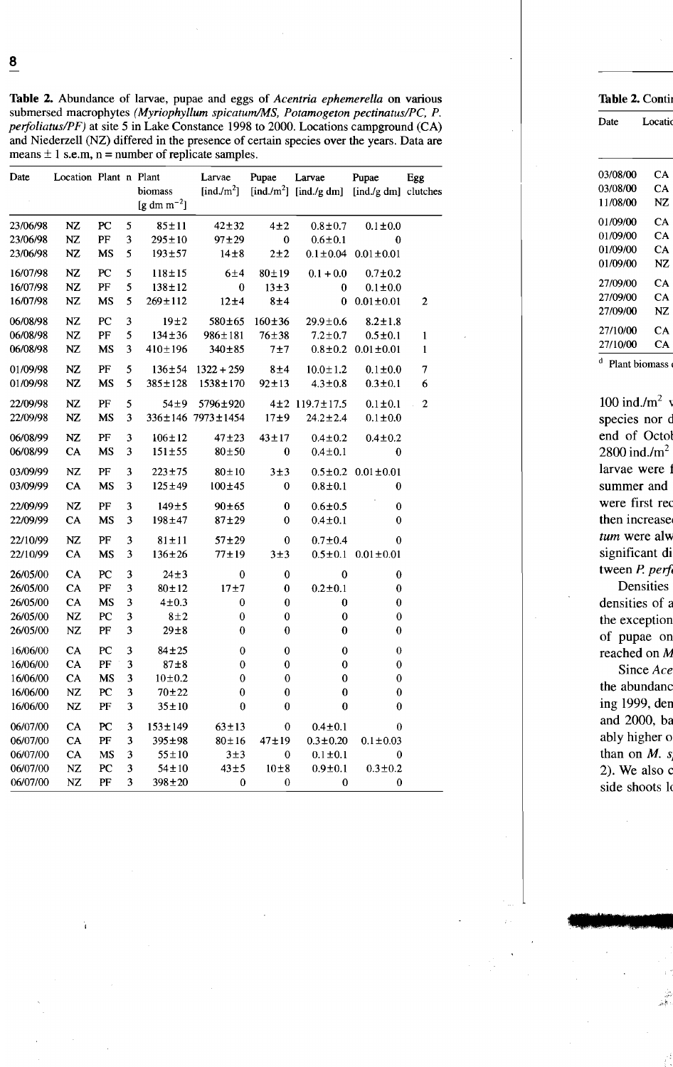**Table 2.** Abundance of larvae, pupae and eggs of *Acentria ephemerella* on various submersed macrophytes (*Myriophyllum spicatum/MS, Potamogeton pectinatus/PC, P. perfoliatus/PF*) at site 5 in Lake Constance 1998 to 2000. Locations campground (CA) and Niederzell (NZ) differed in the presence of certain species over the years. Data are means ± 1 s.e.m, n = number of replicate samples.

| Date | Location | Plant | n | Plant biomass [g dm $m^{-2}$] | Larvae [ind./$m^2$] | Pupae [ind./$m^2$] | Larvae [ind./g dm] | Pupae [ind./g dm] | Egg clutches |
|---|---|---|---|---|---|---|---|---|---|
| 23/06/98 | NZ | PC | 5 | 85±11 | 42±32 | 4±2 | 0.8±0.7 | 0.1±0.0 | |
| 23/06/98 | NZ | PF | 3 | 295±10 | 97±29 | 0 | 0.6±0.1 | 0 | |
| 23/06/98 | NZ | MS | 5 | 193±57 | 14±8 | 2±2 | 0.1±0.04 | 0.01±0.01 | |
| 16/07/98 | NZ | PC | 5 | 118±15 | 6±4 | 80±19 | 0.1 + 0.0 | 0.7±0.2 | |
| 16/07/98 | NZ | PF | 5 | 138±12 | 0 | 13±3 | 0 | 0.1±0.0 | |
| 16/07/98 | NZ | MS | 5 | 269±112 | 12±4 | 8±4 | 0 | 0.01±0.01 | 2 |
| 06/08/98 | NZ | PC | 3 | 19±2 | 580±65 | 160±36 | 29.9±0.6 | 8.2±1.8 | |
| 06/08/98 | NZ | PF | 5 | 134±36 | 986±181 | 76±38 | 7.2±0.7 | 0.5±0.1 | 1 |
| 06/08/98 | NZ | MS | 3 | 410±196 | 340±85 | 7±7 | 0.8±0.2 | 0.01±0.01 | 1 |
| 01/09/98 | NZ | PF | 5 | 136±54 | 1322 + 259 | 8±4 | 10.0±1.2 | 0.1±0.0 | 7 |
| 01/09/98 | NZ | MS | 5 | 385±128 | 1538±170 | 92±13 | 4.3±0.8 | 0.3±0.1 | 6 |
| 22/09/98 | NZ | PF | 5 | 54±9 | 5796±920 | 4±2 | 119.7±17.5 | 0.1±0.1 | 2 |
| 22/09/98 | NZ | MS | 3 | 336±146 | 7973±1454 | 17±9 | 24.2±2.4 | 0.1±0.0 | |
| 06/08/99 | NZ | PF | 3 | 106±12 | 47±23 | 43±17 | 0.4±0.2 | 0.4±0.2 | |
| 06/08/99 | CA | MS | 3 | 151±55 | 80±50 | 0 | 0.4±0.1 | 0 | |
| 03/09/99 | NZ | PF | 3 | 223±75 | 80±10 | 3±3 | 0.5±0.2 | 0.01±0.01 | |
| 03/09/99 | CA | MS | 3 | 125±49 | 100±45 | 0 | 0.8±0.1 | 0 | |
| 22/09/99 | NZ | PF | 3 | 149±5 | 90±65 | 0 | 0.6±0.5 | 0 | |
| 22/09/99 | CA | MS | 3 | 198±47 | 87±29 | 0 | 0.4±0.1 | 0 | |
| 22/10/99 | NZ | PF | 3 | 81±11 | 57±29 | 0 | 0.7±0.4 | 0 | |
| 22/10/99 | CA | MS | 3 | 136±26 | 77±19 | 3±3 | 0.5±0.1 | 0.01±0.01 | |
| 26/05/00 | CA | PC | 3 | 24±3 | 0 | 0 | 0 | 0 | |
| 26/05/00 | CA | PF | 3 | 80±12 | 17±7 | 0 | 0.2±0.1 | 0 | |
| 26/05/00 | CA | MS | 3 | 4±0.3 | 0 | 0 | 0 | 0 | |
| 26/05/00 | NZ | PC | 3 | 8±2 | 0 | 0 | 0 | 0 | |
| 26/05/00 | NZ | PF | 3 | 29±8 | 0 | 0 | 0 | 0 | |
| 16/06/00 | CA | PC | 3 | 84±25 | 0 | 0 | 0 | 0 | |
| 16/06/00 | CA | PF | 3 | 87±8 | 0 | 0 | 0 | 0 | |
| 16/06/00 | CA | MS | 3 | 10±0.2 | 0 | 0 | 0 | 0 | |
| 16/06/00 | NZ | PC | 3 | 70±22 | 0 | 0 | 0 | 0 | |
| 16/06/00 | NZ | PF | 3 | 35±10 | 0 | 0 | 0 | 0 | |
| 06/07/00 | CA | PC | 3 | 153±149 | 63±13 | 0 | 0.4±0.1 | 0 | |
| 06/07/00 | CA | PF | 3 | 395±98 | 80±16 | 47±19 | 0.3±0.20 | 0.1±0.03 | |
| 06/07/00 | CA | MS | 3 | 55±10 | 3±3 | 0 | 0.1±0.1 | 0 | |
| 06/07/00 | NZ | PC | 3 | 54±10 | 43±5 | 10±8 | 0.9±0.1 | 0.3±0.2 | |
| 06/07/00 | NZ | PF | 3 | 398±20 | 0 | 0 | 0 | 0 | |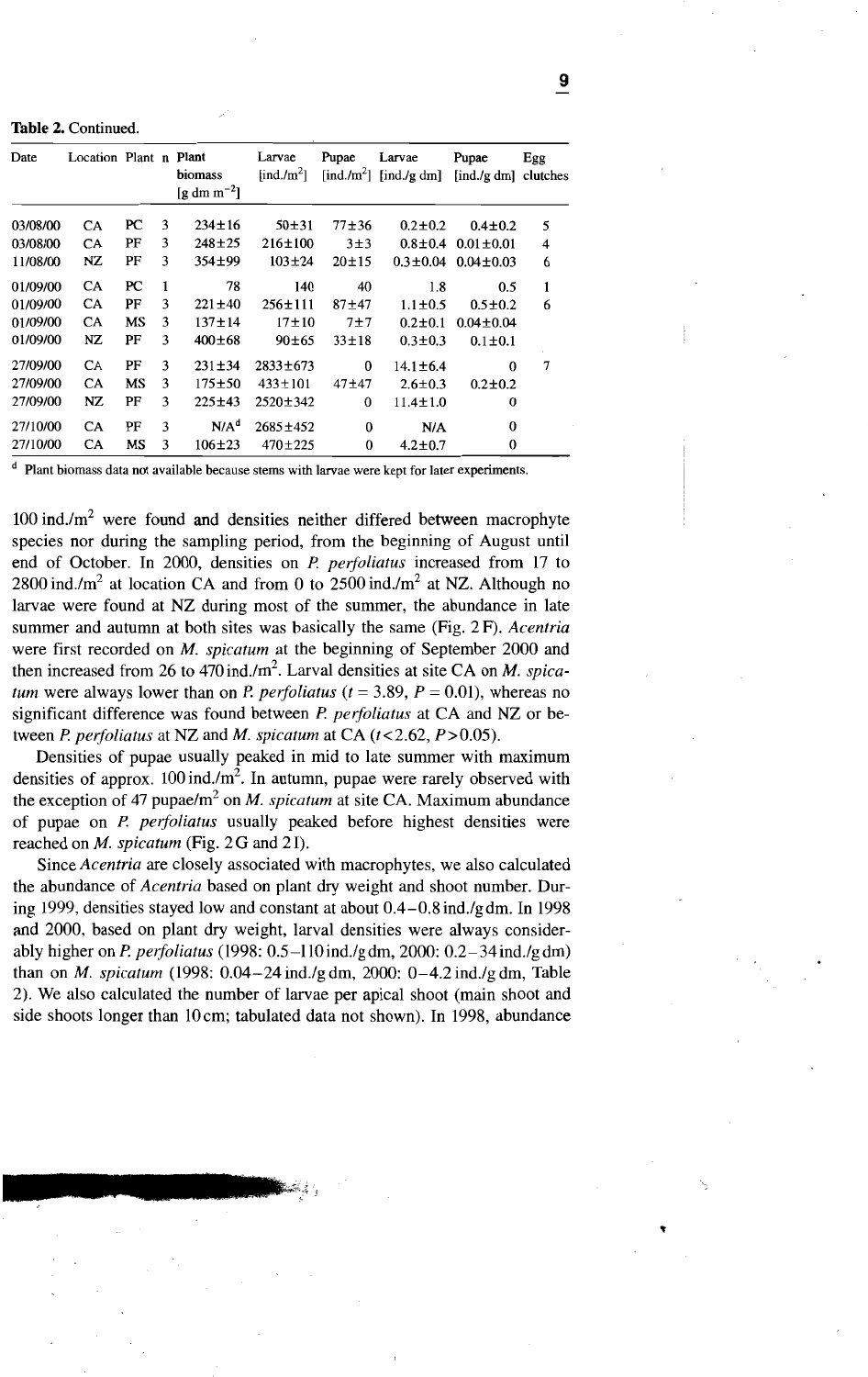**Table 2.** Continued.

| Date | Location | Plant | n | Plant biomass [g dm m$^{-2}$] | Larvae [ind./m$^2$] | Pupae [ind./m$^2$] | Larvae [ind./g dm] | Pupae [ind./g dm] | Egg clutches |
|---|---|---|---|---|---|---|---|---|---|
| 03/08/00 | CA | PC | 3 | 234±16 | 50±31 | 77±36 | 0.2±0.2 | 0.4±0.2 | 5 |
| 03/08/00 | CA | PF | 3 | 248±25 | 216±100 | 3±3 | 0.8±0.4 | 0.01±0.01 | 4 |
| 11/08/00 | NZ | PF | 3 | 354±99 | 103±24 | 20±15 | 0.3±0.04 | 0.04±0.03 | 6 |
| 01/09/00 | CA | PC | 1 | 78 | 140 | 40 | 1.8 | 0.5 | 1 |
| 01/09/00 | CA | PF | 3 | 221±40 | 256±111 | 87±47 | 1.1±0.5 | 0.5±0.2 | 6 |
| 01/09/00 | CA | MS | 3 | 137±14 | 17±10 | 7±7 | 0.2±0.1 | 0.04±0.04 | |
| 01/09/00 | NZ | PF | 3 | 400±68 | 90±65 | 33±18 | 0.3±0.3 | 0.1±0.1 | |
| 27/09/00 | CA | PF | 3 | 231±34 | 2833±673 | 0 | 14.1±6.4 | 0 | 7 |
| 27/09/00 | CA | MS | 3 | 175±50 | 433±101 | 47±47 | 2.6±0.3 | 0.2±0.2 | |
| 27/09/00 | NZ | PF | 3 | 225±43 | 2520±342 | 0 | 11.4±1.0 | 0 | |
| 27/10/00 | CA | PF | 3 | N/A[d] | 2685±452 | 0 | N/A | 0 | |
| 27/10/00 | CA | MS | 3 | 106±23 | 470±225 | 0 | 4.2±0.7 | 0 | |

[d] Plant biomass data not available because stems with larvae were kept for later experiments.

100 ind./m$^2$ were found and densities neither differed between macrophyte species nor during the sampling period, from the beginning of August until end of October. In 2000, densities on *P. perfoliatus* increased from 17 to 2800 ind./m$^2$ at location CA and from 0 to 2500 ind./m$^2$ at NZ. Although no larvae were found at NZ during most of the summer, the abundance in late summer and autumn at both sites was basically the same (Fig. 2 F). *Acentria* were first recorded on *M. spicatum* at the beginning of September 2000 and then increased from 26 to 470 ind./m$^2$. Larval densities at site CA on *M. spicatum* were always lower than on *P. perfoliatus* ($t = 3.89$, $P = 0.01$), whereas no significant difference was found between *P. perfoliatus* at CA and NZ or between *P. perfoliatus* at NZ and *M. spicatum* at CA ($t < 2.62$, $P > 0.05$).

Densities of pupae usually peaked in mid to late summer with maximum densities of approx. 100 ind./m$^2$. In autumn, pupae were rarely observed with the exception of 47 pupae/m$^2$ on *M. spicatum* at site CA. Maximum abundance of pupae on *P. perfoliatus* usually peaked before highest densities were reached on *M. spicatum* (Fig. 2 G and 2 I).

Since *Acentria* are closely associated with macrophytes, we also calculated the abundance of *Acentria* based on plant dry weight and shoot number. During 1999, densities stayed low and constant at about 0.4–0.8 ind./g dm. In 1998 and 2000, based on plant dry weight, larval densities were always considerably higher on *P. perfoliatus* (1998: 0.5–110 ind./g dm, 2000: 0.2–34 ind./g dm) than on *M. spicatum* (1998: 0.04–24 ind./g dm, 2000: 0–4.2 ind./g dm, Table 2). We also calculated the number of larvae per apical shoot (main shoot and side shoots longer than 10 cm; tabulated data not shown). In 1998, abundance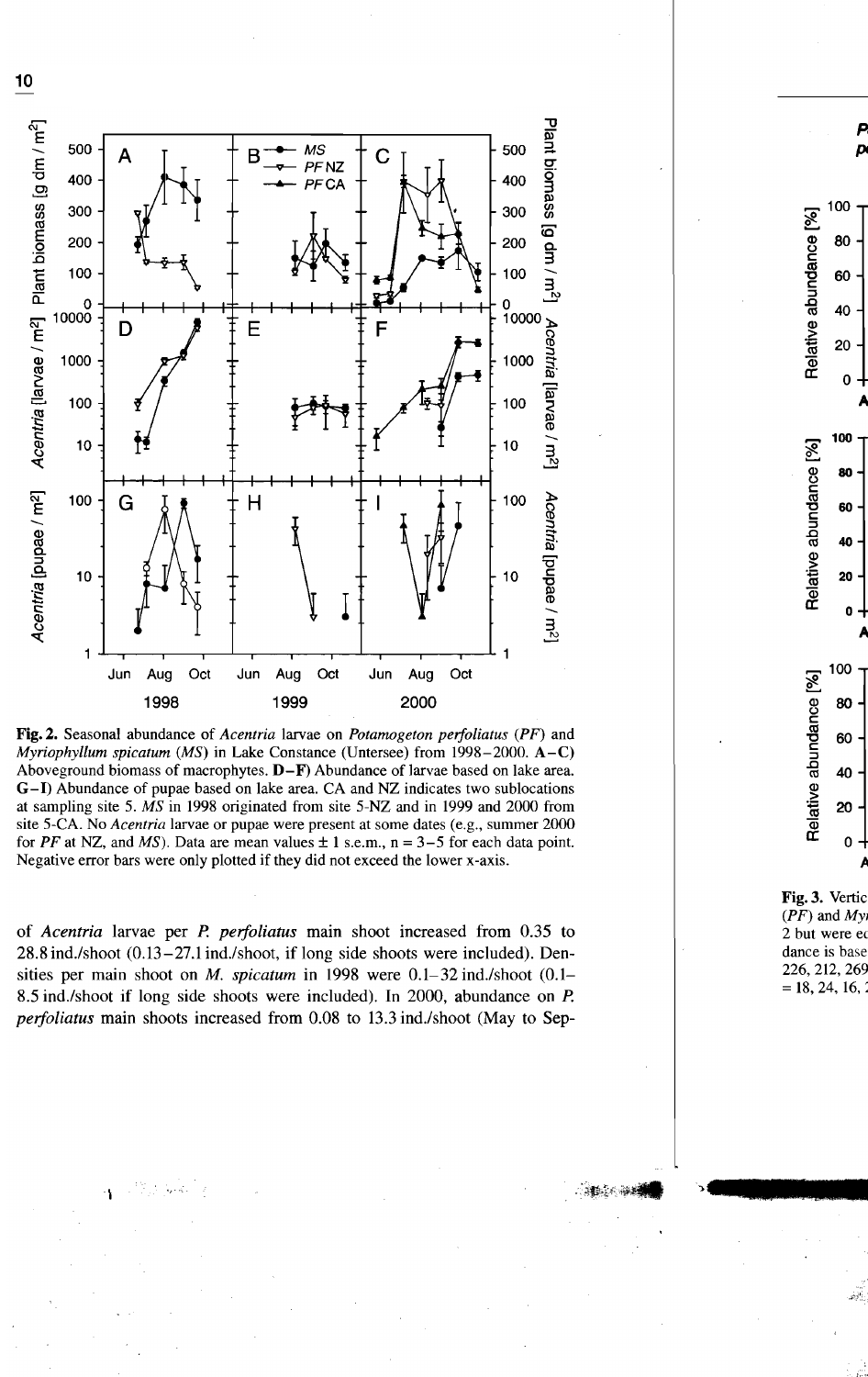**Fig. 2.** Seasonal abundance of *Acentria* larvae on *Potamogeton perfoliatus* (*PF*) and *Myriophyllum spicatum* (*MS*) in Lake Constance (Untersee) from 1998–2000. **A–C)** Aboveground biomass of macrophytes. **D–F)** Abundance of larvae based on lake area. **G–I)** Abundance of pupae based on lake area. CA and NZ indicates two sublocations at sampling site 5. *MS* in 1998 originated from site 5-NZ and in 1999 and 2000 from site 5-CA. No *Acentria* larvae or pupae were present at some dates (e.g., summer 2000 for *PF* at NZ, and *MS*). Data are mean values ± 1 s.e.m., n = 3–5 for each data point. Negative error bars were only plotted if they did not exceed the lower x-axis.

of *Acentria* larvae per *P. perfoliatus* main shoot increased from 0.35 to 28.8 ind./shoot (0.13–27.1 ind./shoot, if long side shoots were included). Densities per main shoot on *M. spicatum* in 1998 were 0.1–32 ind./shoot (0.1–8.5 ind./shoot if long side shoots were included). In 2000, abundance on *P. perfoliatus* main shoots increased from 0.08 to 13.3 ind./shoot (May to Sep-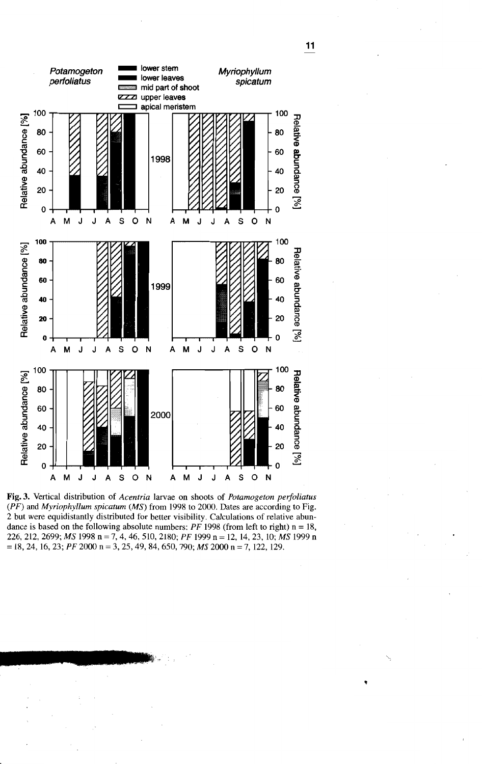**Fig. 3.** Vertical distribution of *Acentria* larvae on shoots of *Potamogeton perfoliatus* (*PF*) and *Myriophyllum spicatum* (*MS*) from 1998 to 2000. Dates are according to Fig. 2 but were equidistantly distributed for better visibility. Calculations of relative abundance is based on the following absolute numbers: *PF* 1998 (from left to right) n = 18, 226, 212, 2699; *MS* 1998 n = 7, 4, 46, 510, 2180; *PF* 1999 n = 12, 14, 23, 10; *MS* 1999 n = 18, 24, 16, 23; *PF* 2000 n = 3, 25, 49, 84, 650, 790; *MS* 2000 n = 7, 122, 129.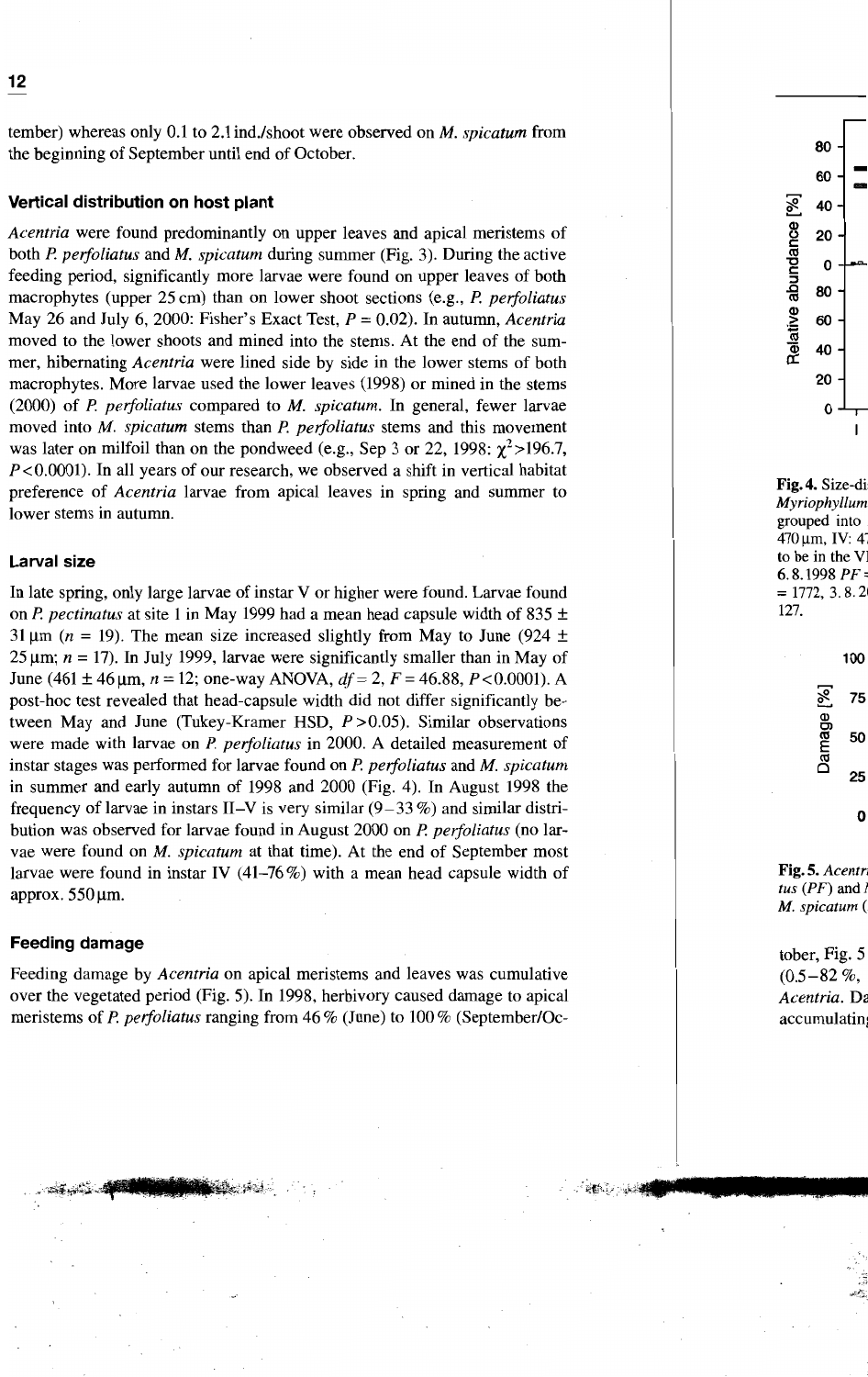tember) whereas only 0.1 to 2.1 ind./shoot were observed on *M. spicatum* from the beginning of September until end of October.

### Vertical distribution on host plant

*Acentria* were found predominantly on upper leaves and apical meristems of both *P. perfoliatus* and *M. spicatum* during summer (Fig. 3). During the active feeding period, significantly more larvae were found on upper leaves of both macrophytes (upper 25 cm) than on lower shoot sections (e.g., *P. perfoliatus* May 26 and July 6, 2000: Fisher's Exact Test, $P = 0.02$). In autumn, *Acentria* moved to the lower shoots and mined into the stems. At the end of the summer, hibernating *Acentria* were lined side by side in the lower stems of both macrophytes. More larvae used the lower leaves (1998) or mined in the stems (2000) of *P. perfoliatus* compared to *M. spicatum*. In general, fewer larvae moved into *M. spicatum* stems than *P. perfoliatus* stems and this movement was later on milfoil than on the pondweed (e.g., Sep 3 or 22, 1998: $\chi^2 > 196.7$, $P < 0.0001$). In all years of our research, we observed a shift in vertical habitat preference of *Acentria* larvae from apical leaves in spring and summer to lower stems in autumn.

### Larval size

In late spring, only large larvae of instar V or higher were found. Larvae found on *P. pectinatus* at site 1 in May 1999 had a mean head capsule width of 835 ± 31 µm ($n = 19$). The mean size increased slightly from May to June (924 ± 25 µm; $n = 17$). In July 1999, larvae were significantly smaller than in May of June (461 ± 46 µm, $n = 12$; one-way ANOVA, $df = 2$, $F = 46.88$, $P < 0.0001$). A post-hoc test revealed that head-capsule width did not differ significantly between May and June (Tukey-Kramer HSD, $P > 0.05$). Similar observations were made with larvae on *P. perfoliatus* in 2000. A detailed measurement of instar stages was performed for larvae found on *P. perfoliatus* and *M. spicatum* in summer and early autumn of 1998 and 2000 (Fig. 4). In August 1998 the frequency of larvae in instars II–V is very similar (9–33 %) and similar distribution was observed for larvae found in August 2000 on *P. perfoliatus* (no larvae were found on *M. spicatum* at that time). At the end of September most larvae were found in instar IV (41–76 %) with a mean head capsule width of approx. 550 µm.

### Feeding damage

Feeding damage by *Acentria* on apical meristems and leaves was cumulative over the vegetated period (Fig. 5). In 1998, herbivory caused damage to apical meristems of *P. perfoliatus* ranging from 46 % (June) to 100 % (September/October, Fig. 5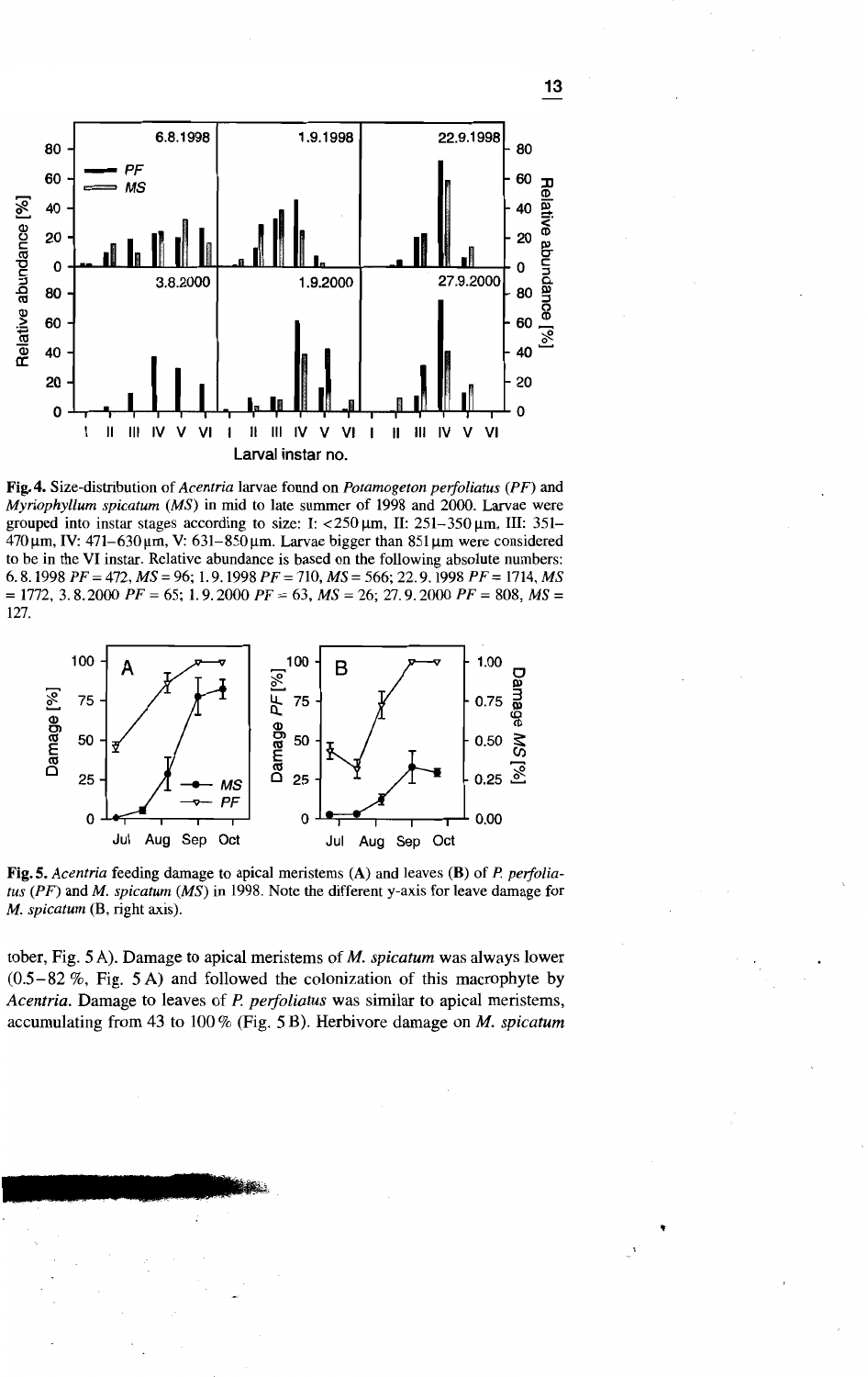**Fig. 4.** Size-distribution of *Acentria* larvae found on *Potamogeton perfoliatus* (*PF*) and *Myriophyllum spicatum* (*MS*) in mid to late summer of 1998 and 2000. Larvae were grouped into instar stages according to size: I: <250 µm, II: 251–350 µm, III: 351–470 µm, IV: 471–630 µm, V: 631–850 µm. Larvae bigger than 851 µm were considered to be in the VI instar. Relative abundance is based on the following absolute numbers: 6. 8. 1998 *PF* = 472, *MS* = 96; 1. 9. 1998 *PF* = 710, *MS* = 566; 22. 9. 1998 *PF* = 1714, *MS* = 1772, 3. 8. 2000 *PF* = 65; 1. 9. 2000 *PF* = 63, *MS* = 26; 27. 9. 2000 *PF* = 808, *MS* = 127.

**Fig. 5.** *Acentria* feeding damage to apical meristems (**A**) and leaves (**B**) of *P. perfoliatus* (*PF*) and *M. spicatum* (*MS*) in 1998. Note the different y-axis for leave damage for *M. spicatum* (B, right axis).

tober, Fig. 5 A). Damage to apical meristems of *M. spicatum* was always lower (0.5–82 %, Fig. 5 A) and followed the colonization of this macrophyte by *Acentria*. Damage to leaves of *P. perfoliatus* was similar to apical meristems, accumulating from 43 to 100 % (Fig. 5 B). Herbivore damage on *M. spicatum*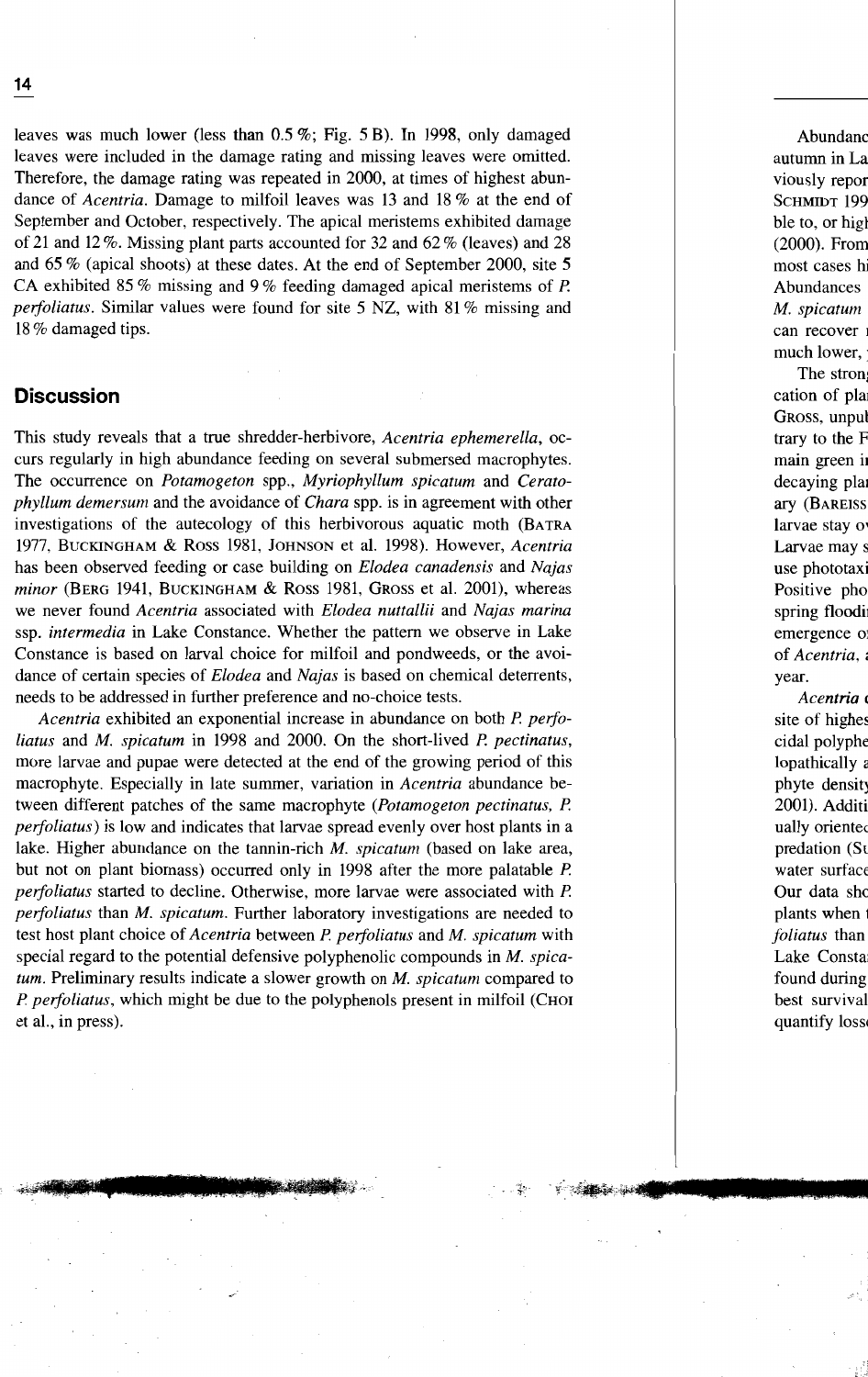leaves was much lower (less than 0.5 %; Fig. 5 B). In 1998, only damaged leaves were included in the damage rating and missing leaves were omitted. Therefore, the damage rating was repeated in 2000, at times of highest abundance of *Acentria*. Damage to milfoil leaves was 13 and 18 % at the end of September and October, respectively. The apical meristems exhibited damage of 21 and 12 %. Missing plant parts accounted for 32 and 62 % (leaves) and 28 and 65 % (apical shoots) at these dates. At the end of September 2000, site 5 CA exhibited 85 % missing and 9 % feeding damaged apical meristems of *P. perfoliatus*. Similar values were found for site 5 NZ, with 81 % missing and 18 % damaged tips.

## Discussion

This study reveals that a true shredder-herbivore, *Acentria ephemerella*, occurs regularly in high abundance feeding on several submersed macrophytes. The occurrence on *Potamogeton* spp., *Myriophyllum spicatum* and *Ceratophyllum demersum* and the avoidance of *Chara* spp. is in agreement with other investigations of the autecology of this herbivorous aquatic moth (Batra 1977, Buckingham & Ross 1981, Johnson et al. 1998). However, *Acentria* has been observed feeding or case building on *Elodea canadensis* and *Najas minor* (Berg 1941, Buckingham & Ross 1981, Gross et al. 2001), whereas we never found *Acentria* associated with *Elodea nuttallii* and *Najas marina* ssp. *intermedia* in Lake Constance. Whether the pattern we observe in Lake Constance is based on larval choice for milfoil and pondweeds, or the avoidance of certain species of *Elodea* and *Najas* is based on chemical deterrents, needs to be addressed in further preference and no-choice tests.

*Acentria* exhibited an exponential increase in abundance on both *P. perfoliatus* and *M. spicatum* in 1998 and 2000. On the short-lived *P. pectinatus*, more larvae and pupae were detected at the end of the growing period of this macrophyte. Especially in late summer, variation in *Acentria* abundance between different patches of the same macrophyte (*Potamogeton pectinatus, P. perfoliatus*) is low and indicates that larvae spread evenly over host plants in a lake. Higher abundance on the tannin-rich *M. spicatum* (based on lake area, but not on plant biomass) occurred only in 1998 after the more palatable *P. perfoliatus* started to decline. Otherwise, more larvae were associated with *P. perfoliatus* than *M. spicatum*. Further laboratory investigations are needed to test host plant choice of *Acentria* between *P. perfoliatus* and *M. spicatum* with special regard to the potential defensive polyphenolic compounds in *M. spicatum*. Preliminary results indicate a slower growth on *M. spicatum* compared to *P. perfoliatus*, which might be due to the polyphenols present in milfoil (Choi et al., in press).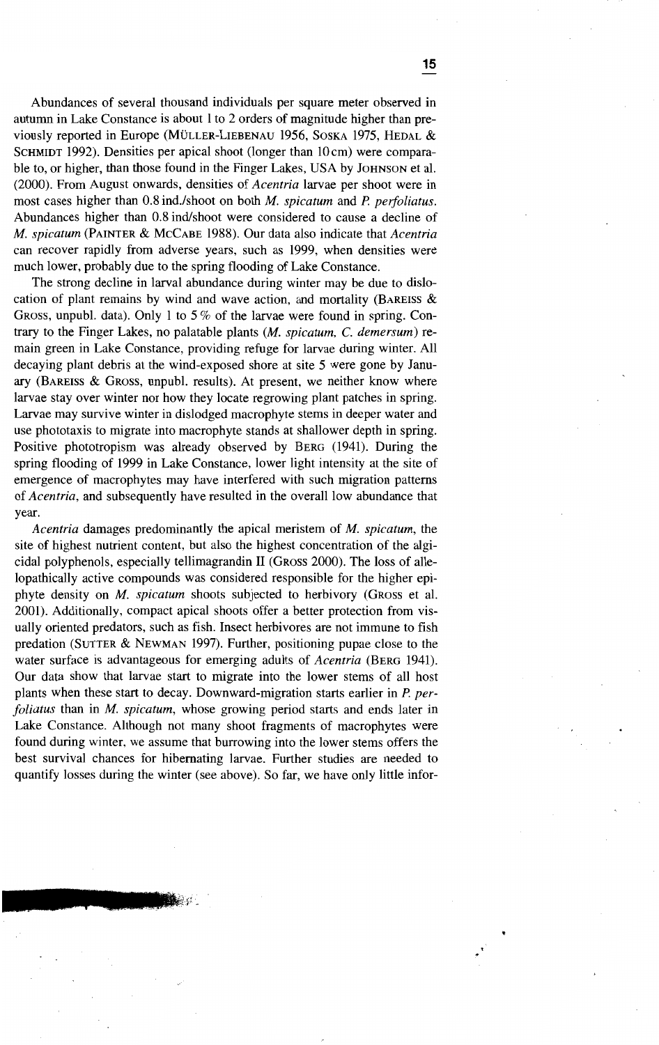Abundances of several thousand individuals per square meter observed in autumn in Lake Constance is about 1 to 2 orders of magnitude higher than previously reported in Europe (Müller-Liebenau 1956, Soska 1975, Hedal & Schmidt 1992). Densities per apical shoot (longer than 10 cm) were comparable to, or higher, than those found in the Finger Lakes, USA by Johnson et al. (2000). From August onwards, densities of *Acentria* larvae per shoot were in most cases higher than 0.8 ind./shoot on both *M. spicatum* and *P. perfoliatus*. Abundances higher than 0.8 ind/shoot were considered to cause a decline of *M. spicatum* (Painter & McCabe 1988). Our data also indicate that *Acentria* can recover rapidly from adverse years, such as 1999, when densities were much lower, probably due to the spring flooding of Lake Constance.

The strong decline in larval abundance during winter may be due to dislocation of plant remains by wind and wave action, and mortality (Bareiss & Gross, unpubl. data). Only 1 to 5 % of the larvae were found in spring. Contrary to the Finger Lakes, no palatable plants (*M. spicatum, C. demersum*) remain green in Lake Constance, providing refuge for larvae during winter. All decaying plant debris at the wind-exposed shore at site 5 were gone by January (Bareiss & Gross, unpubl. results). At present, we neither know where larvae stay over winter nor how they locate regrowing plant patches in spring. Larvae may survive winter in dislodged macrophyte stems in deeper water and use phototaxis to migrate into macrophyte stands at shallower depth in spring. Positive phototropism was already observed by Berg (1941). During the spring flooding of 1999 in Lake Constance, lower light intensity at the site of emergence of macrophytes may have interfered with such migration patterns of *Acentria*, and subsequently have resulted in the overall low abundance that year.

*Acentria* damages predominantly the apical meristem of *M. spicatum*, the site of highest nutrient content, but also the highest concentration of the algicidal polyphenols, especially tellimagrandin II (Gross 2000). The loss of allelopathically active compounds was considered responsible for the higher epiphyte density on *M. spicatum* shoots subjected to herbivory (Gross et al. 2001). Additionally, compact apical shoots offer a better protection from visually oriented predators, such as fish. Insect herbivores are not immune to fish predation (Sutter & Newman 1997). Further, positioning pupae close to the water surface is advantageous for emerging adults of *Acentria* (Berg 1941). Our data show that larvae start to migrate into the lower stems of all host plants when these start to decay. Downward-migration starts earlier in *P. perfoliatus* than in *M. spicatum*, whose growing period starts and ends later in Lake Constance. Although not many shoot fragments of macrophytes were found during winter, we assume that burrowing into the lower stems offers the best survival chances for hibernating larvae. Further studies are needed to quantify losses during the winter (see above). So far, we have only little infor-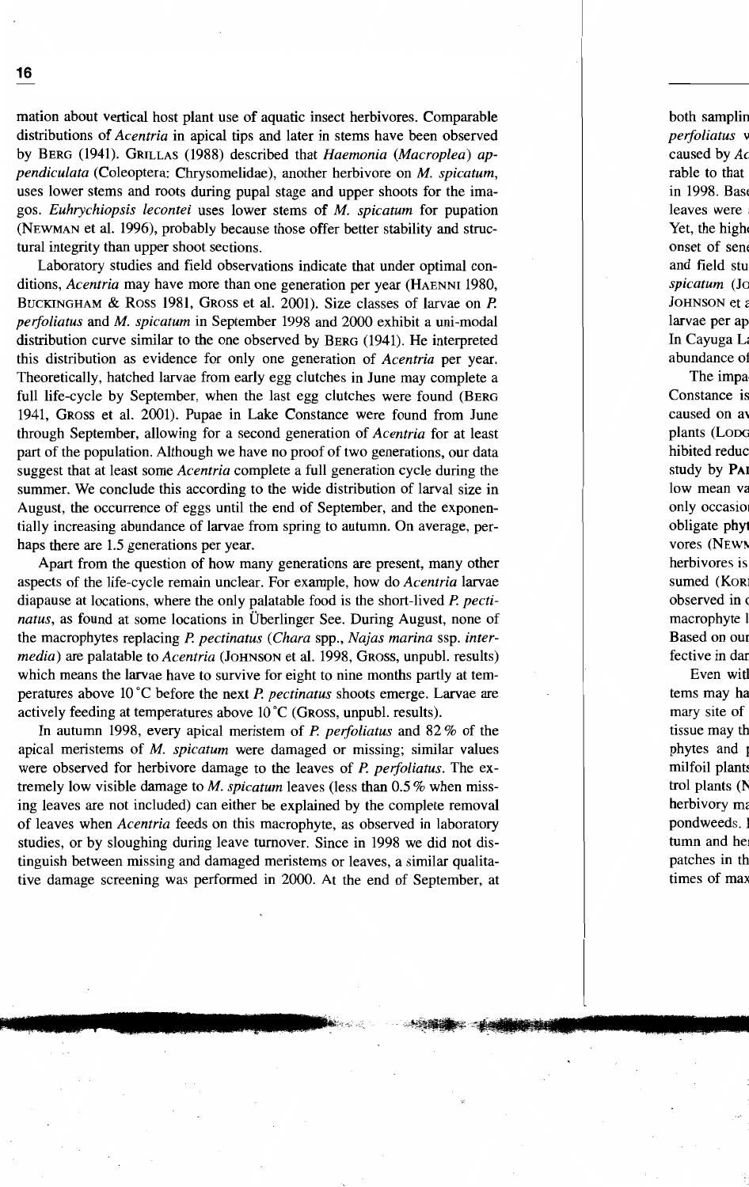mation about vertical host plant use of aquatic insect herbivores. Comparable distributions of *Acentria* in apical tips and later in stems have been observed by Berg (1941). Grillas (1988) described that *Haemonia (Macroplea) appendiculata* (Coleoptera: Chrysomelidae), another herbivore on *M. spicatum*, uses lower stems and roots during pupal stage and upper shoots for the imagos. *Euhrychiopsis lecontei* uses lower stems of *M. spicatum* for pupation (Newman et al. 1996), probably because those offer better stability and structural integrity than upper shoot sections.

Laboratory studies and field observations indicate that under optimal conditions, *Acentria* may have more than one generation per year (Haenni 1980, Buckingham & Ross 1981, Gross et al. 2001). Size classes of larvae on *P. perfoliatus* and *M. spicatum* in September 1998 and 2000 exhibit a uni-modal distribution curve similar to the one observed by Berg (1941). He interpreted this distribution as evidence for only one generation of *Acentria* per year. Theoretically, hatched larvae from early egg clutches in June may complete a full life-cycle by September, when the last egg clutches were found (Berg 1941, Gross et al. 2001). Pupae in Lake Constance were found from June through September, allowing for a second generation of *Acentria* for at least part of the population. Although we have no proof of two generations, our data suggest that at least some *Acentria* complete a full generation cycle during the summer. We conclude this according to the wide distribution of larval size in August, the occurrence of eggs until the end of September, and the exponentially increasing abundance of larvae from spring to autumn. On average, perhaps there are 1.5 generations per year.

Apart from the question of how many generations are present, many other aspects of the life-cycle remain unclear. For example, how do *Acentria* larvae diapause at locations, where the only palatable food is the short-lived *P. pectinatus*, as found at some locations in Überlinger See. During August, none of the macrophytes replacing *P. pectinatus* (*Chara* spp., *Najas marina* ssp. *intermedia*) are palatable to *Acentria* (Johnson et al. 1998, Gross, unpubl. results) which means the larvae have to survive for eight to nine months partly at temperatures above 10 °C before the next *P. pectinatus* shoots emerge. Larvae are actively feeding at temperatures above 10 °C (Gross, unpubl. results).

In autumn 1998, every apical meristem of *P. perfoliatus* and 82 % of the apical meristems of *M. spicatum* were damaged or missing; similar values were observed for herbivore damage to the leaves of *P. perfoliatus*. The extremely low visible damage to *M. spicatum* leaves (less than 0.5 % when missing leaves are not included) can either be explained by the complete removal of leaves when *Acentria* feeds on this macrophyte, as observed in laboratory studies, or by sloughing during leave turnover. Since in 1998 we did not distinguish between missing and damaged meristems or leaves, a similar qualitative damage screening was performed in 2000. At the end of September, at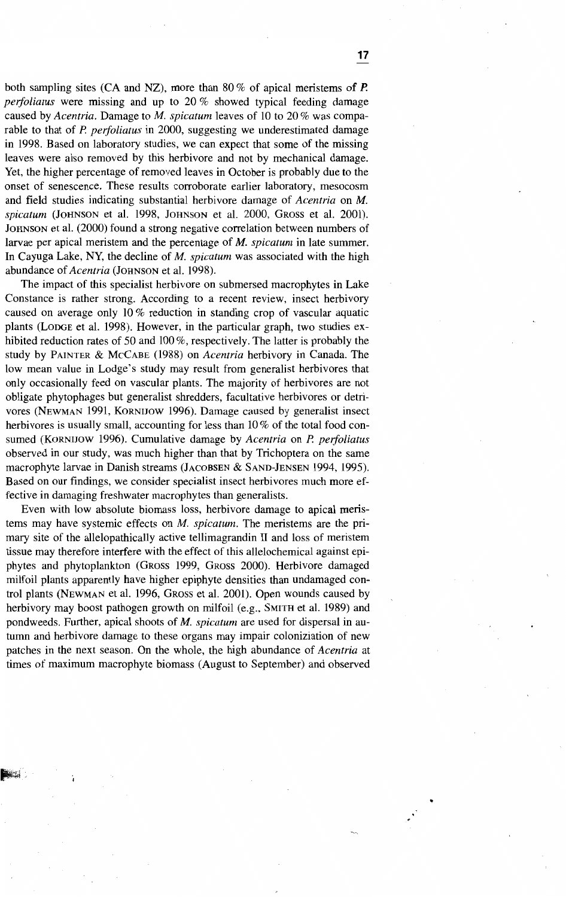both sampling sites (CA and NZ), more than 80 % of apical meristems of *P. perfoliatus* were missing and up to 20 % showed typical feeding damage caused by *Acentria*. Damage to *M. spicatum* leaves of 10 to 20 % was comparable to that of *P. perfoliatus* in 2000, suggesting we underestimated damage in 1998. Based on laboratory studies, we can expect that some of the missing leaves were also removed by this herbivore and not by mechanical damage. Yet, the higher percentage of removed leaves in October is probably due to the onset of senescence. These results corroborate earlier laboratory, mesocosm and field studies indicating substantial herbivore damage of *Acentria* on *M. spicatum* (Johnson et al. 1998, Johnson et al. 2000, Gross et al. 2001). Johnson et al. (2000) found a strong negative correlation between numbers of larvae per apical meristem and the percentage of *M. spicatum* in late summer. In Cayuga Lake, NY, the decline of *M. spicatum* was associated with the high abundance of *Acentria* (Johnson et al. 1998).

The impact of this specialist herbivore on submersed macrophytes in Lake Constance is rather strong. According to a recent review, insect herbivory caused on average only 10 % reduction in standing crop of vascular aquatic plants (Lodge et al. 1998). However, in the particular graph, two studies exhibited reduction rates of 50 and 100 %, respectively. The latter is probably the study by Painter & McCabe (1988) on *Acentria* herbivory in Canada. The low mean value in Lodge's study may result from generalist herbivores that only occasionally feed on vascular plants. The majority of herbivores are not obligate phytophages but generalist shredders, facultative herbivores or detrivores (Newman 1991, Kornijow 1996). Damage caused by generalist insect herbivores is usually small, accounting for less than 10 % of the total food consumed (Kornijow 1996). Cumulative damage by *Acentria* on *P. perfoliatus* observed in our study, was much higher than that by Trichoptera on the same macrophyte larvae in Danish streams (Jacobsen & Sand-Jensen 1994, 1995). Based on our findings, we consider specialist insect herbivores much more effective in damaging freshwater macrophytes than generalists.

Even with low absolute biomass loss, herbivore damage to apical meristems may have systemic effects on *M. spicatum*. The meristems are the primary site of the allelopathically active tellimagrandin II and loss of meristem tissue may therefore interfere with the effect of this allelochemical against epiphytes and phytoplankton (Gross 1999, Gross 2000). Herbivore damaged milfoil plants apparently have higher epiphyte densities than undamaged control plants (Newman et al. 1996, Gross et al. 2001). Open wounds caused by herbivory may boost pathogen growth on milfoil (e.g., Smith et al. 1989) and pondweeds. Further, apical shoots of *M. spicatum* are used for dispersal in autumn and herbivore damage to these organs may impair coloniziation of new patches in the next season. On the whole, the high abundance of *Acentria* at times of maximum macrophyte biomass (August to September) and observed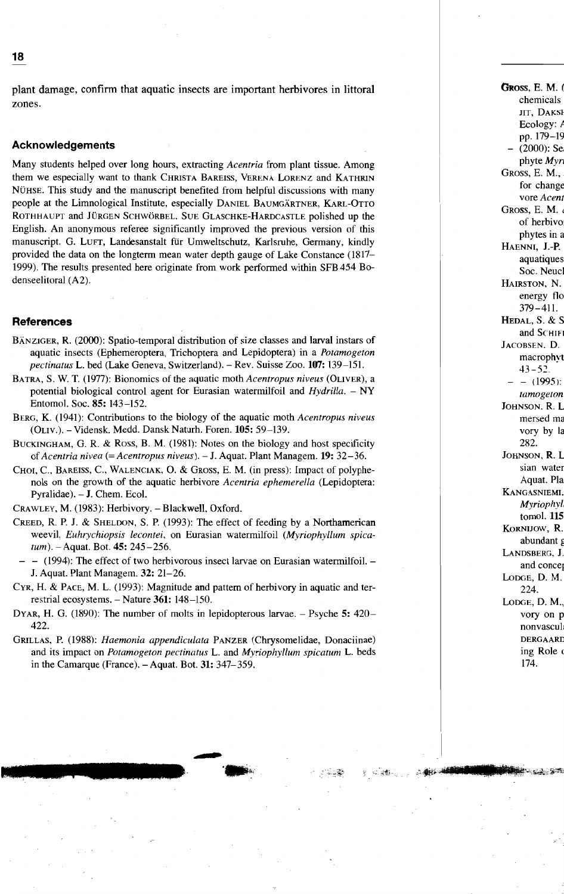plant damage, confirm that aquatic insects are important herbivores in littoral zones.

## Acknowledgements

Many students helped over long hours, extracting *Acentria* from plant tissue. Among them we especially want to thank CHRISTA BAREISS, VERENA LORENZ and KATHRIN NÜHSE. This study and the manuscript benefited from helpful discussions with many people at the Limnological Institute, especially DANIEL BAUMGÄRTNER, KARL-OTTO ROTHHAUPT and JÜRGEN SCHWÖRBEL. SUE GLASCHKE-HARDCASTLE polished up the English. An anonymous referee significantly improved the previous version of this manuscript. G. LUFT, Landesanstalt für Umweltschutz, Karlsruhe, Germany, kindly provided the data on the longterm mean water depth gauge of Lake Constance (1817–1999). The results presented here originate from work performed within SFB 454 Bodenseelitoral (A2).

## References

BÄNZIGER, R. (2000): Spatio-temporal distribution of size classes and larval instars of aquatic insects (Ephemeroptera, Trichoptera and Lepidoptera) in a *Potamogeton pectinatus* L. bed (Lake Geneva, Switzerland). – Rev. Suisse Zoo. **107:** 139–151.

BATRA, S. W. T. (1977): Bionomics of the aquatic moth *Acentropus niveus* (OLIVER), a potential biological control agent for Eurasian watermilfoil and *Hydrilla*. – NY Entomol. Soc. **85:** 143–152.

BERG, K. (1941): Contributions to the biology of the aquatic moth *Acentropus niveus* (OLIV.). – Vidensk. Medd. Dansk Naturh. Foren. **105:** 59–139.

BUCKINGHAM, G. R. & ROSS, B. M. (1981): Notes on the biology and host specificity of *Acentria nivea* (= *Acentropus niveus*). – J. Aquat. Plant Managem. **19:** 32–36.

CHOI, C., BAREISS, C., WALENCIAK, O. & GROSS, E. M. (in press): Impact of polyphenols on the growth of the aquatic herbivore *Acentria ephemerella* (Lepidoptera: Pyralidae). – J. Chem. Ecol.

CRAWLEY, M. (1983): Herbivory. – Blackwell, Oxford.

CREED, R. P. J. & SHELDON, S. P. (1993): The effect of feeding by a Northamerican weevil, *Euhrychiopsis lecontei*, on Eurasian watermilfoil (*Myriophyllum spicatum*). – Aquat. Bot. **45:** 245–256.

– – (1994): The effect of two herbivorous insect larvae on Eurasian watermilfoil. – J. Aquat. Plant Managem. **32:** 21–26.

CYR, H. & PACE, M. L. (1993): Magnitude and pattern of herbivory in aquatic and terrestrial ecosystems. – Nature **361:** 148–150.

DYAR, H. G. (1890): The number of molts in lepidopterous larvae. – Psyche **5:** 420–422.

GRILLAS, P. (1988): *Haemonia appendiculata* PANZER (Chrysomelidae, Donaciinae) and its impact on *Potamogeton pectinatus* L. and *Myriophyllum spicatum* L. beds in the Camarque (France). – Aquat. Bot. **31:** 347–359.